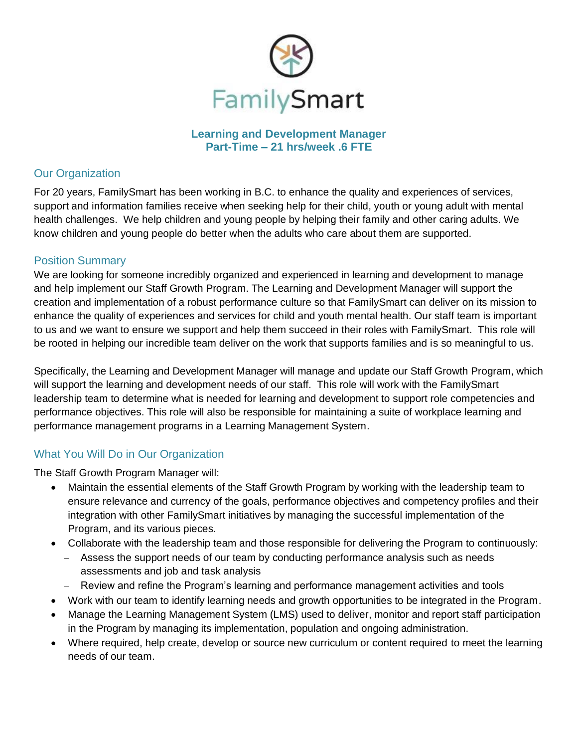FamilySmart

# Learning and Development Manager
## Part-Time – 21 hrs/week .6 FTE

## Our Organization

For 20 years, FamilySmart has been working in B.C. to enhance the quality and experiences of services, support and information families receive when seeking help for their child, youth or young adult with mental health challenges. We help children and young people by helping their family and other caring adults. We know children and young people do better when the adults who care about them are supported.

## Position Summary

We are looking for someone incredibly organized and experienced in learning and development to manage and help implement our Staff Growth Program. The Learning and Development Manager will support the creation and implementation of a robust performance culture so that FamilySmart can deliver on its mission to enhance the quality of experiences and services for child and youth mental health. Our staff team is important to us and we want to ensure we support and help them succeed in their roles with FamilySmart. This role will be rooted in helping our incredible team deliver on the work that supports families and is so meaningful to us.

Specifically, the Learning and Development Manager will manage and update our Staff Growth Program, which will support the learning and development needs of our staff. This role will work with the FamilySmart leadership team to determine what is needed for learning and development to support role competencies and performance objectives. This role will also be responsible for maintaining a suite of workplace learning and performance management programs in a Learning Management System.

## What You Will Do in Our Organization

The Staff Growth Program Manager will:

- Maintain the essential elements of the Staff Growth Program by working with the leadership team to ensure relevance and currency of the goals, performance objectives and competency profiles and their integration with other FamilySmart initiatives by managing the successful implementation of the Program, and its various pieces.
- Collaborate with the leadership team and those responsible for delivering the Program to continuously:
  - Assess the support needs of our team by conducting performance analysis such as needs assessments and job and task analysis
  - Review and refine the Program's learning and performance management activities and tools
- Work with our team to identify learning needs and growth opportunities to be integrated in the Program.
- Manage the Learning Management System (LMS) used to deliver, monitor and report staff participation in the Program by managing its implementation, population and ongoing administration.
- Where required, help create, develop or source new curriculum or content required to meet the learning needs of our team.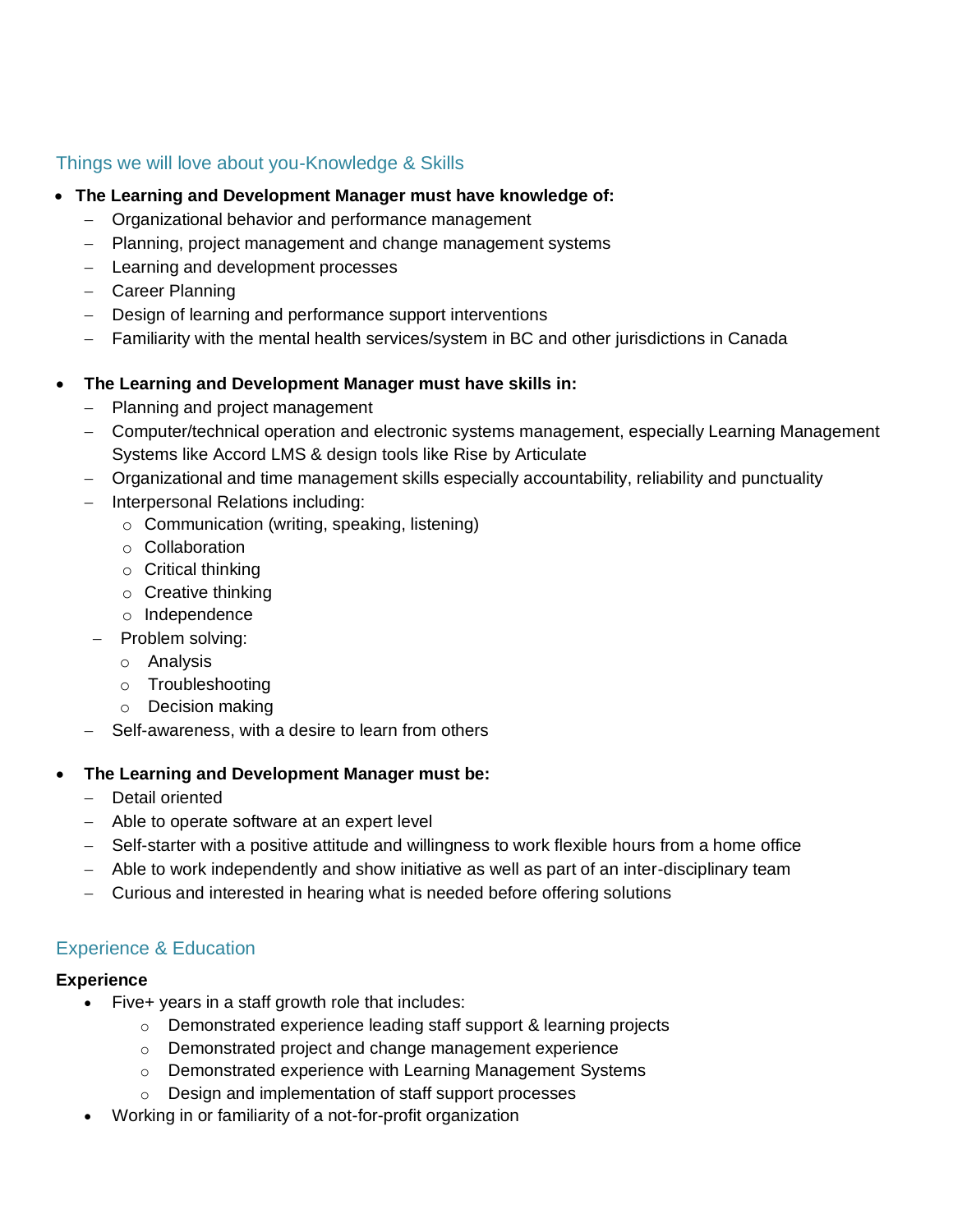## Things we will love about you-Knowledge & Skills

- **The Learning and Development Manager must have knowledge of:**
  - Organizational behavior and performance management
  - Planning, project management and change management systems
  - Learning and development processes
  - Career Planning
  - Design of learning and performance support interventions
  - Familiarity with the mental health services/system in BC and other jurisdictions in Canada

- **The Learning and Development Manager must have skills in:**
  - Planning and project management
  - Computer/technical operation and electronic systems management, especially Learning Management Systems like Accord LMS & design tools like Rise by Articulate
  - Organizational and time management skills especially accountability, reliability and punctuality
  - Interpersonal Relations including:
    - Communication (writing, speaking, listening)
    - Collaboration
    - Critical thinking
    - Creative thinking
    - Independence
  - Problem solving:
    - Analysis
    - Troubleshooting
    - Decision making
  - Self-awareness, with a desire to learn from others

- **The Learning and Development Manager must be:**
  - Detail oriented
  - Able to operate software at an expert level
  - Self-starter with a positive attitude and willingness to work flexible hours from a home office
  - Able to work independently and show initiative as well as part of an inter-disciplinary team
  - Curious and interested in hearing what is needed before offering solutions

## Experience & Education

**Experience**

- Five+ years in a staff growth role that includes:
  - Demonstrated experience leading staff support & learning projects
  - Demonstrated project and change management experience
  - Demonstrated experience with Learning Management Systems
  - Design and implementation of staff support processes
- Working in or familiarity of a not-for-profit organization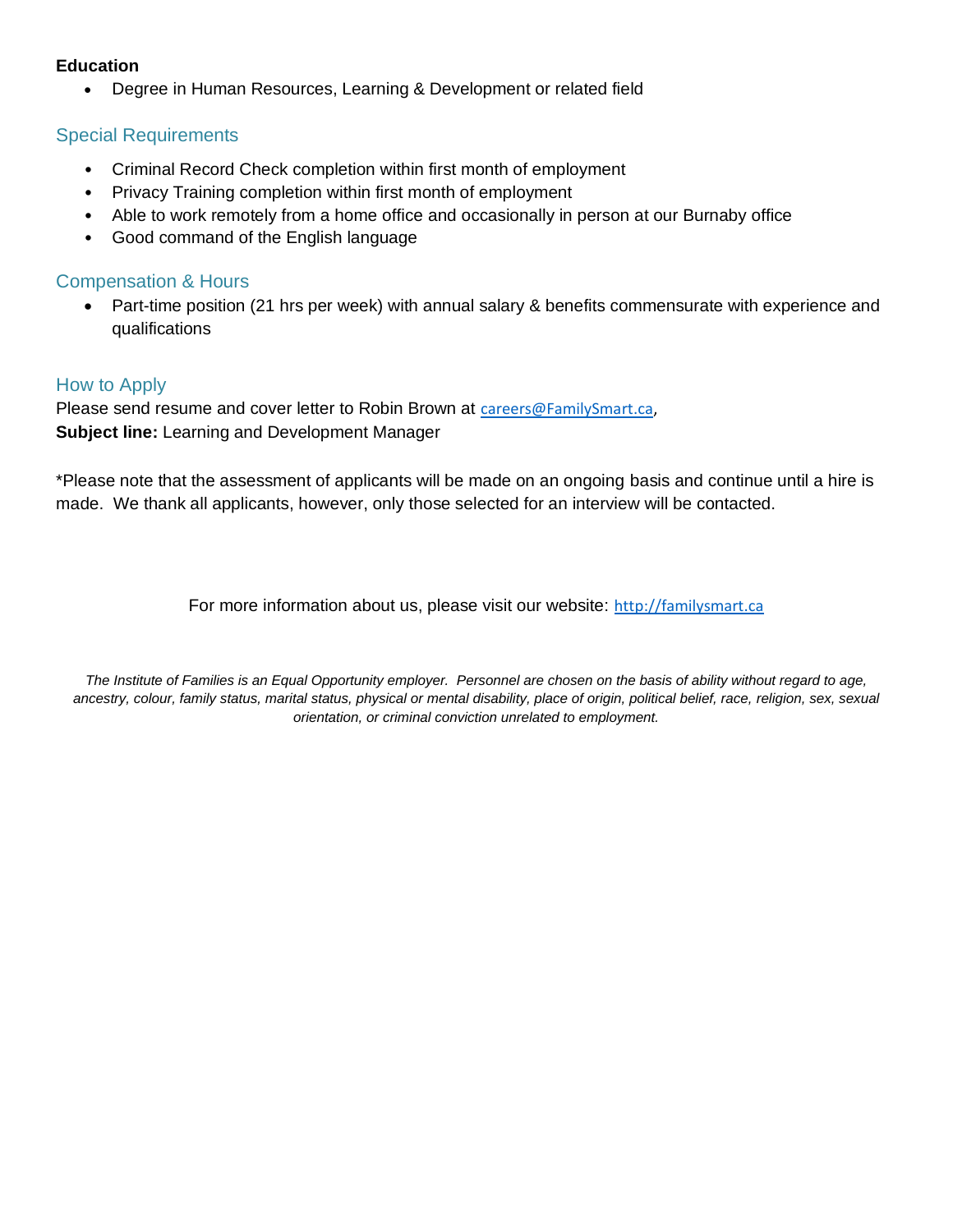**Education**

- Degree in Human Resources, Learning & Development or related field

## Special Requirements

- Criminal Record Check completion within first month of employment
- Privacy Training completion within first month of employment
- Able to work remotely from a home office and occasionally in person at our Burnaby office
- Good command of the English language

## Compensation & Hours

- Part-time position (21 hrs per week) with annual salary & benefits commensurate with experience and qualifications

## How to Apply

Please send resume and cover letter to Robin Brown at careers@FamilySmart.ca,
**Subject line:** Learning and Development Manager

*Please note that the assessment of applicants will be made on an ongoing basis and continue until a hire is made. We thank all applicants, however, only those selected for an interview will be contacted.

For more information about us, please visit our website: http://familysmart.ca

*The Institute of Families is an Equal Opportunity employer. Personnel are chosen on the basis of ability without regard to age, ancestry, colour, family status, marital status, physical or mental disability, place of origin, political belief, race, religion, sex, sexual orientation, or criminal conviction unrelated to employment.*